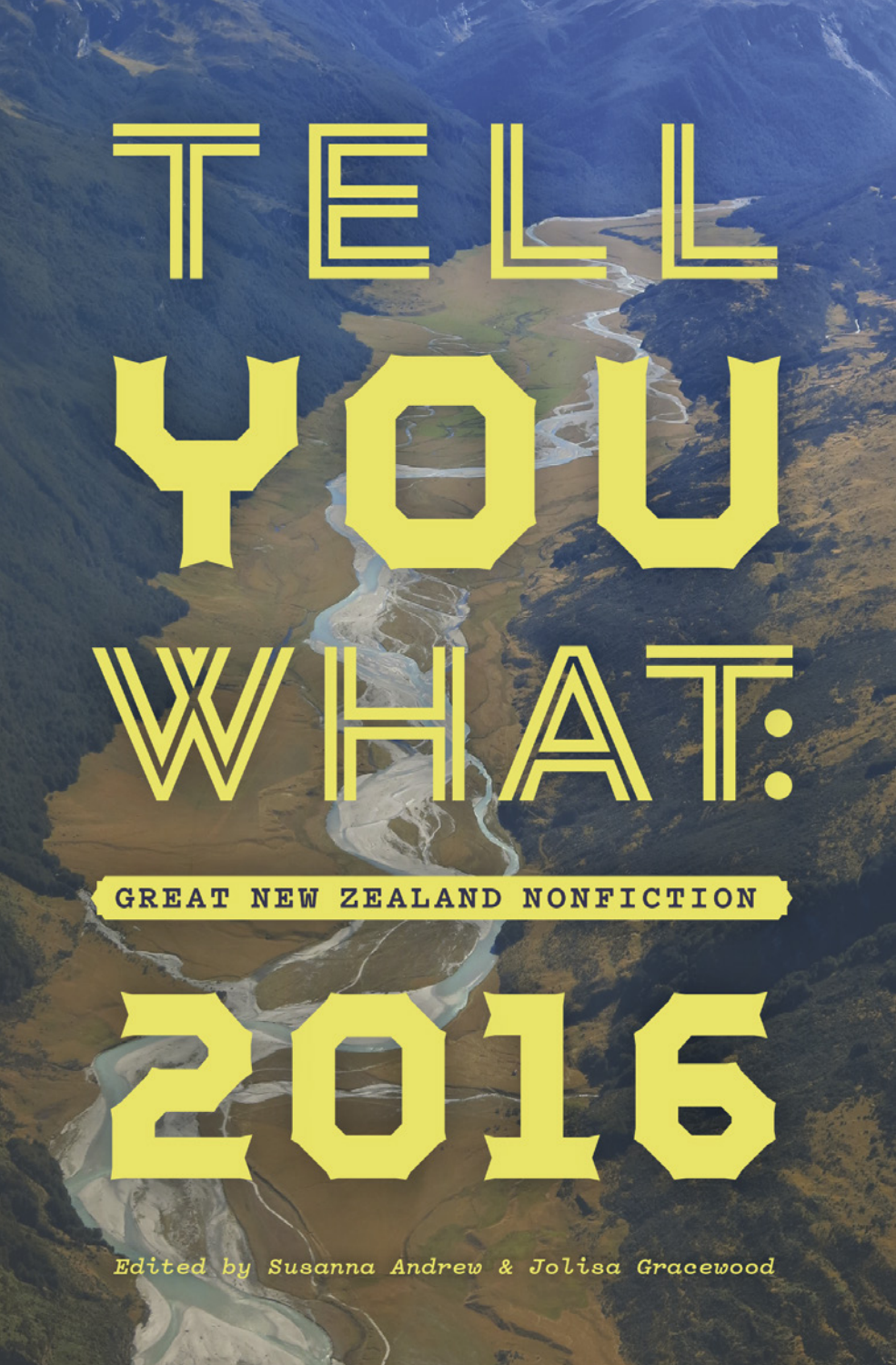# TELL YOU WHAT:

## GREAT NEW ZEALAND NONFICTION

# 2016

*Edited by Susanna Andrew & Jolisa Gracewood*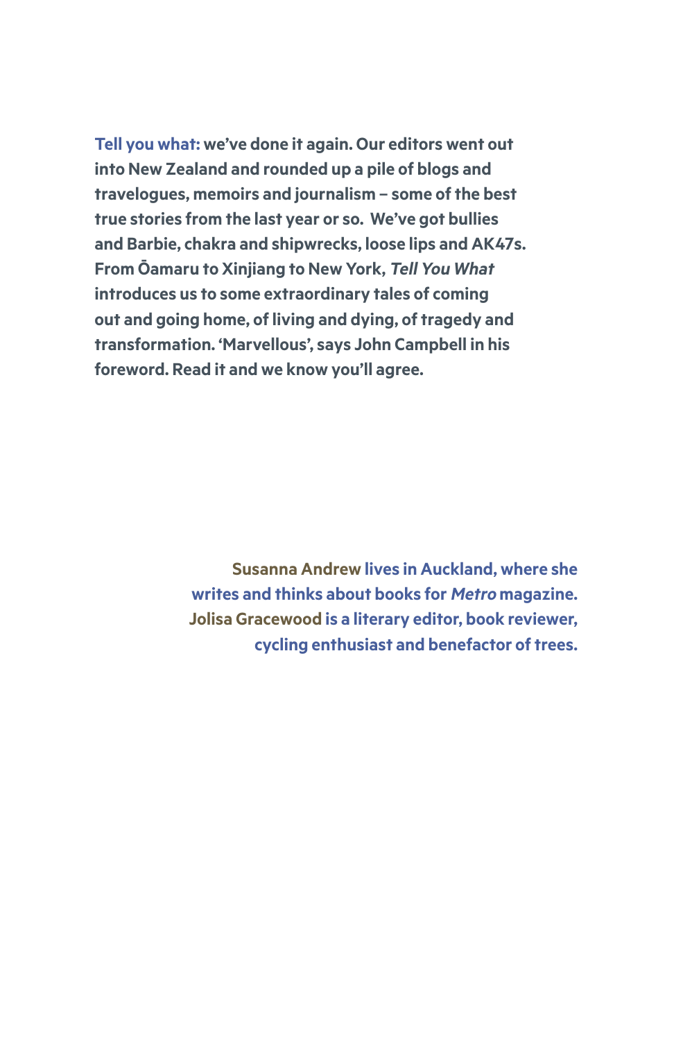**Tell you what: we've done it again. Our editors went out into New Zealand and rounded up a pile of blogs and travelogues, memoirs and journalism – some of the best true stories from the last year or so. We've got bullies and Barbie, chakra and shipwrecks, loose lips and AK47s. From Ōamaru to Xinjiang to New York, *Tell You What* introduces us to some extraordinary tales of coming out and going home, of living and dying, of tragedy and transformation. 'Marvellous', says John Campbell in his foreword. Read it and we know you'll agree.**

**Susanna Andrew lives in Auckland, where she writes and thinks about books for *Metro* magazine. Jolisa Gracewood is a literary editor, book reviewer, cycling enthusiast and benefactor of trees.**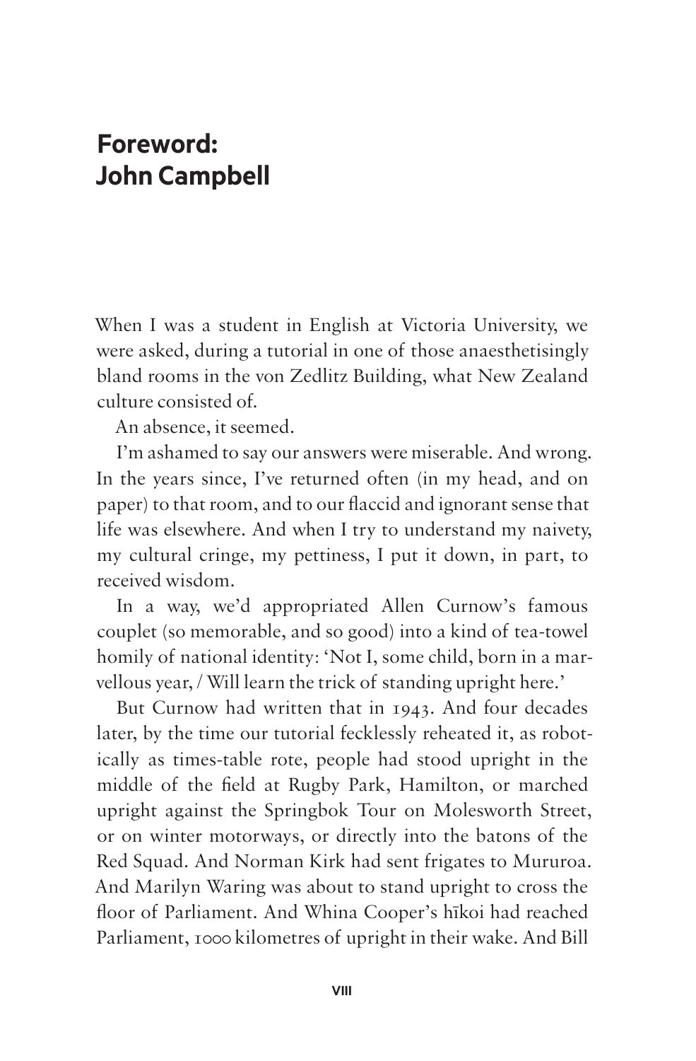# Foreword: John Campbell

When I was a student in English at Victoria University, we were asked, during a tutorial in one of those anaesthetisingly bland rooms in the von Zedlitz Building, what New Zealand culture consisted of.

An absence, it seemed.

I'm ashamed to say our answers were miserable. And wrong. In the years since, I've returned often (in my head, and on paper) to that room, and to our flaccid and ignorant sense that life was elsewhere. And when I try to understand my naivety, my cultural cringe, my pettiness, I put it down, in part, to received wisdom.

In a way, we'd appropriated Allen Curnow's famous couplet (so memorable, and so good) into a kind of tea-towel homily of national identity: 'Not I, some child, born in a marvellous year, / Will learn the trick of standing upright here.'

But Curnow had written that in 1943. And four decades later, by the time our tutorial fecklessly reheated it, as robotically as times-table rote, people had stood upright in the middle of the field at Rugby Park, Hamilton, or marched upright against the Springbok Tour on Molesworth Street, or on winter motorways, or directly into the batons of the Red Squad. And Norman Kirk had sent frigates to Mururoa. And Marilyn Waring was about to stand upright to cross the floor of Parliament. And Whina Cooper's hīkoi had reached Parliament, 1000 kilometres of upright in their wake. And Bill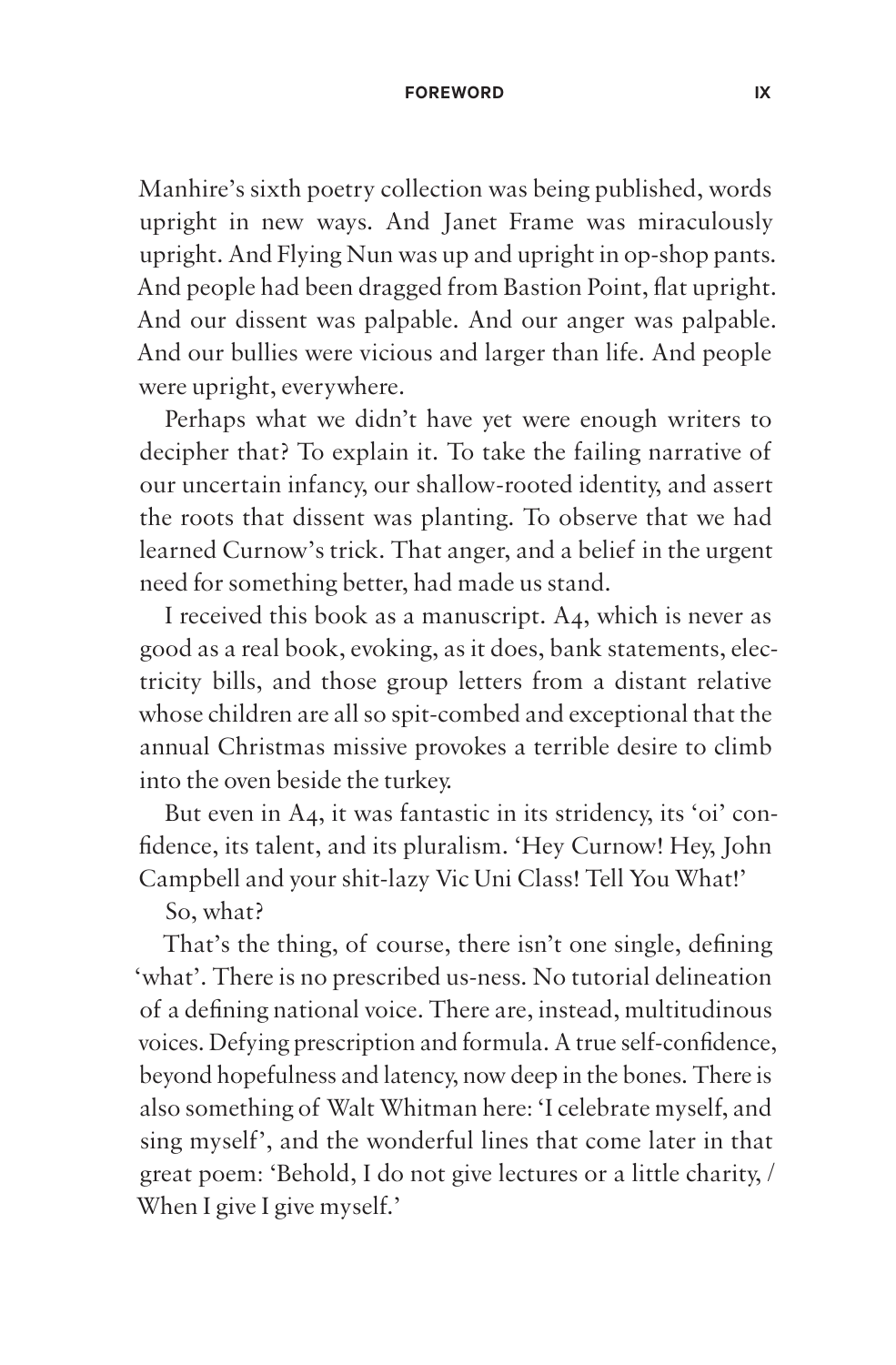Manhire's sixth poetry collection was being published, words upright in new ways. And Janet Frame was miraculously upright. And Flying Nun was up and upright in op-shop pants. And people had been dragged from Bastion Point, flat upright. And our dissent was palpable. And our anger was palpable. And our bullies were vicious and larger than life. And people were upright, everywhere.

Perhaps what we didn't have yet were enough writers to decipher that? To explain it. To take the failing narrative of our uncertain infancy, our shallow-rooted identity, and assert the roots that dissent was planting. To observe that we had learned Curnow's trick. That anger, and a belief in the urgent need for something better, had made us stand.

I received this book as a manuscript. A4, which is never as good as a real book, evoking, as it does, bank statements, electricity bills, and those group letters from a distant relative whose children are all so spit-combed and exceptional that the annual Christmas missive provokes a terrible desire to climb into the oven beside the turkey.

But even in A4, it was fantastic in its stridency, its 'oi' confidence, its talent, and its pluralism. 'Hey Curnow! Hey, John Campbell and your shit-lazy Vic Uni Class! Tell You What!'

So, what?

That's the thing, of course, there isn't one single, defining 'what'. There is no prescribed us-ness. No tutorial delineation of a defining national voice. There are, instead, multitudinous voices. Defying prescription and formula. A true self-confidence, beyond hopefulness and latency, now deep in the bones. There is also something of Walt Whitman here: 'I celebrate myself, and sing myself', and the wonderful lines that come later in that great poem: 'Behold, I do not give lectures or a little charity, / When I give I give myself.'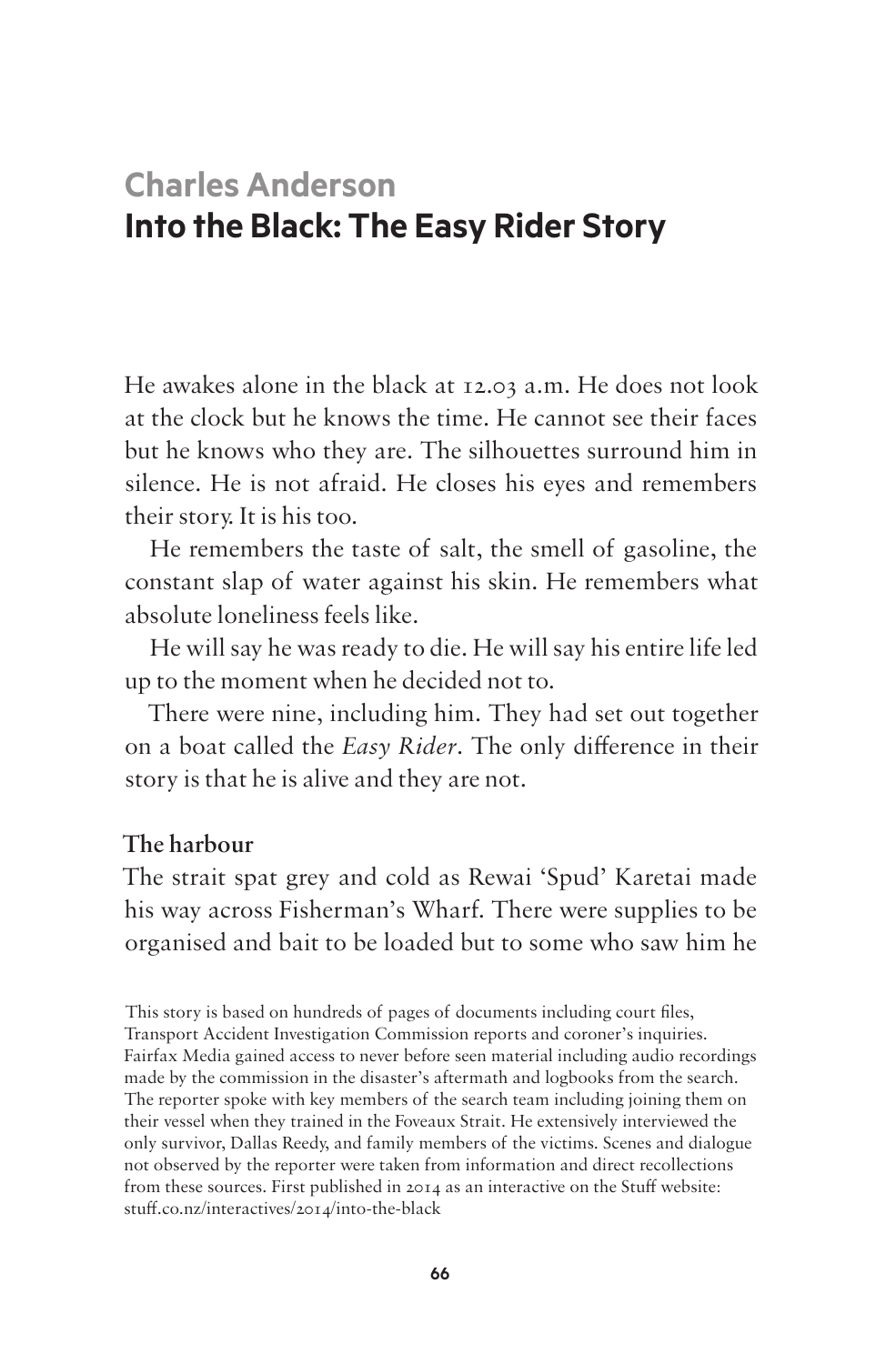## Charles Anderson

# Into the Black: The Easy Rider Story

He awakes alone in the black at 12.03 a.m. He does not look at the clock but he knows the time. He cannot see their faces but he knows who they are. The silhouettes surround him in silence. He is not afraid. He closes his eyes and remembers their story. It is his too.

He remembers the taste of salt, the smell of gasoline, the constant slap of water against his skin. He remembers what absolute loneliness feels like.

He will say he was ready to die. He will say his entire life led up to the moment when he decided not to.

There were nine, including him. They had set out together on a boat called the *Easy Rider*. The only difference in their story is that he is alive and they are not.

### The harbour

The strait spat grey and cold as Rewai 'Spud' Karetai made his way across Fisherman's Wharf. There were supplies to be organised and bait to be loaded but to some who saw him he

This story is based on hundreds of pages of documents including court files, Transport Accident Investigation Commission reports and coroner's inquiries. Fairfax Media gained access to never before seen material including audio recordings made by the commission in the disaster's aftermath and logbooks from the search. The reporter spoke with key members of the search team including joining them on their vessel when they trained in the Foveaux Strait. He extensively interviewed the only survivor, Dallas Reedy, and family members of the victims. Scenes and dialogue not observed by the reporter were taken from information and direct recollections from these sources. First published in 2014 as an interactive on the Stuff website: stuff.co.nz/interactives/2014/into-the-black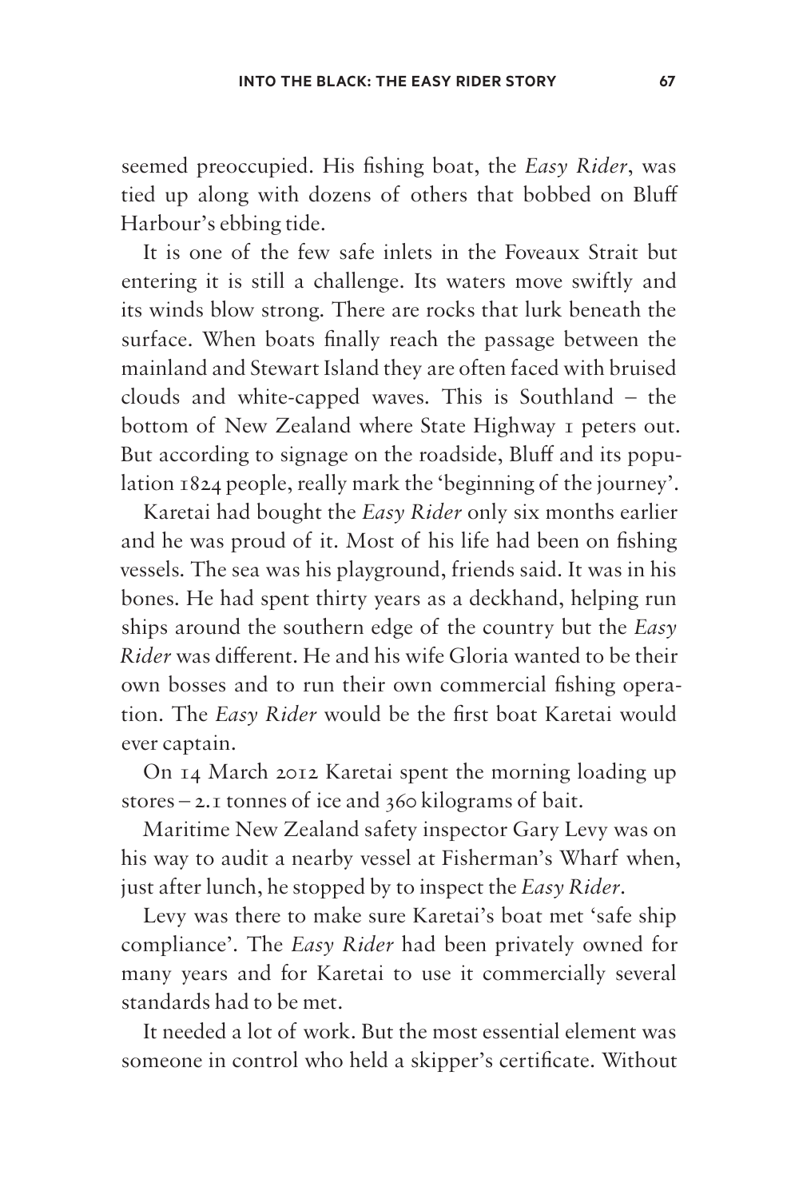seemed preoccupied. His fishing boat, the *Easy Rider*, was tied up along with dozens of others that bobbed on Bluff Harbour's ebbing tide.

It is one of the few safe inlets in the Foveaux Strait but entering it is still a challenge. Its waters move swiftly and its winds blow strong. There are rocks that lurk beneath the surface. When boats finally reach the passage between the mainland and Stewart Island they are often faced with bruised clouds and white-capped waves. This is Southland – the bottom of New Zealand where State Highway 1 peters out. But according to signage on the roadside, Bluff and its population 1824 people, really mark the 'beginning of the journey'.

Karetai had bought the *Easy Rider* only six months earlier and he was proud of it. Most of his life had been on fishing vessels. The sea was his playground, friends said. It was in his bones. He had spent thirty years as a deckhand, helping run ships around the southern edge of the country but the *Easy Rider* was different. He and his wife Gloria wanted to be their own bosses and to run their own commercial fishing operation. The *Easy Rider* would be the first boat Karetai would ever captain.

On 14 March 2012 Karetai spent the morning loading up stores – 2.1 tonnes of ice and 360 kilograms of bait.

Maritime New Zealand safety inspector Gary Levy was on his way to audit a nearby vessel at Fisherman's Wharf when, just after lunch, he stopped by to inspect the *Easy Rider*.

Levy was there to make sure Karetai's boat met 'safe ship compliance'. The *Easy Rider* had been privately owned for many years and for Karetai to use it commercially several standards had to be met.

It needed a lot of work. But the most essential element was someone in control who held a skipper's certificate. Without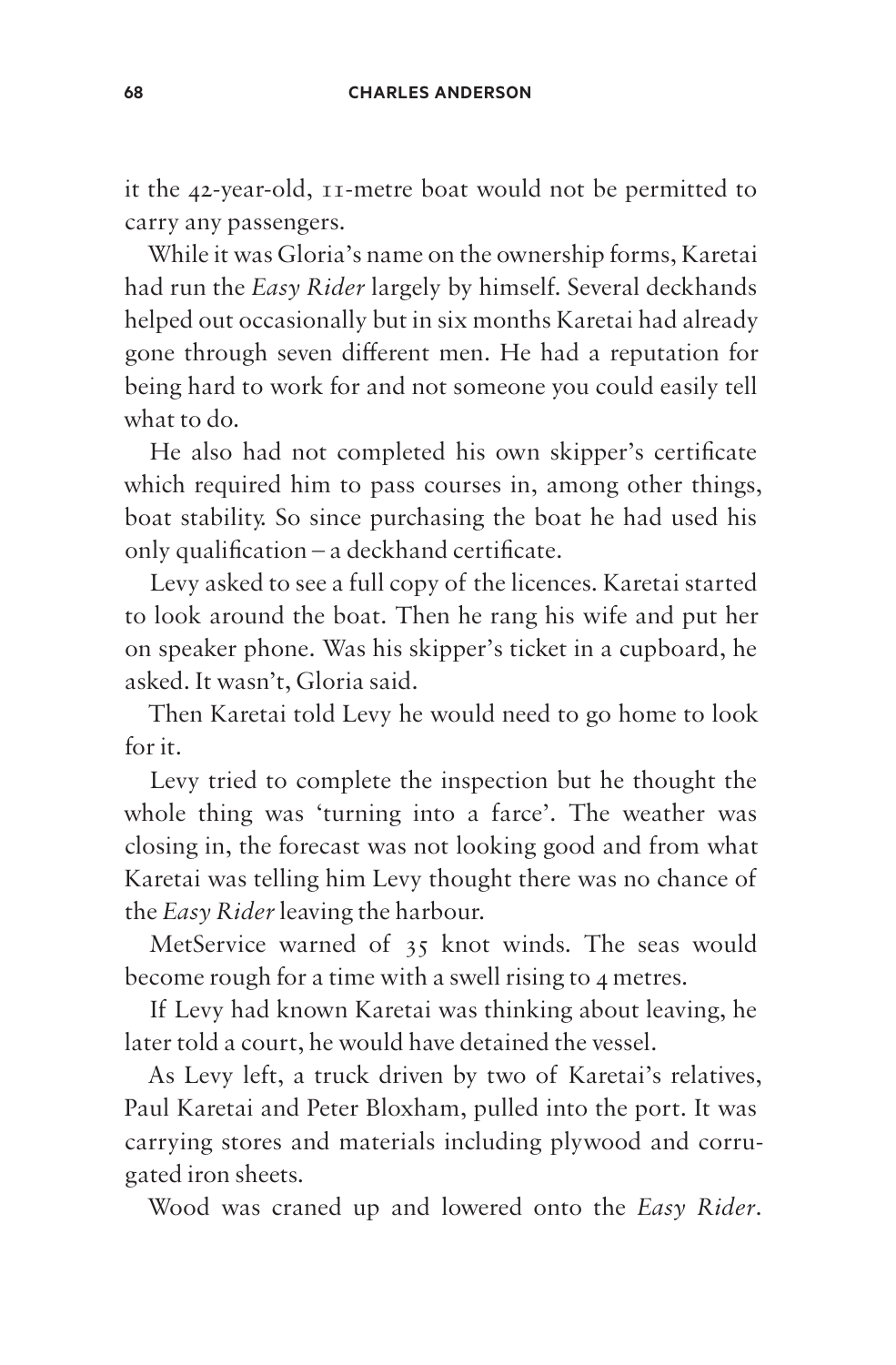it the 42-year-old, 11-metre boat would not be permitted to carry any passengers.

While it was Gloria's name on the ownership forms, Karetai had run the *Easy Rider* largely by himself. Several deckhands helped out occasionally but in six months Karetai had already gone through seven different men. He had a reputation for being hard to work for and not someone you could easily tell what to do.

He also had not completed his own skipper's certificate which required him to pass courses in, among other things, boat stability. So since purchasing the boat he had used his only qualification – a deckhand certificate.

Levy asked to see a full copy of the licences. Karetai started to look around the boat. Then he rang his wife and put her on speaker phone. Was his skipper's ticket in a cupboard, he asked. It wasn't, Gloria said.

Then Karetai told Levy he would need to go home to look for it.

Levy tried to complete the inspection but he thought the whole thing was 'turning into a farce'. The weather was closing in, the forecast was not looking good and from what Karetai was telling him Levy thought there was no chance of the *Easy Rider* leaving the harbour.

MetService warned of 35 knot winds. The seas would become rough for a time with a swell rising to 4 metres.

If Levy had known Karetai was thinking about leaving, he later told a court, he would have detained the vessel.

As Levy left, a truck driven by two of Karetai's relatives, Paul Karetai and Peter Bloxham, pulled into the port. It was carrying stores and materials including plywood and corrugated iron sheets.

Wood was craned up and lowered onto the *Easy Rider*.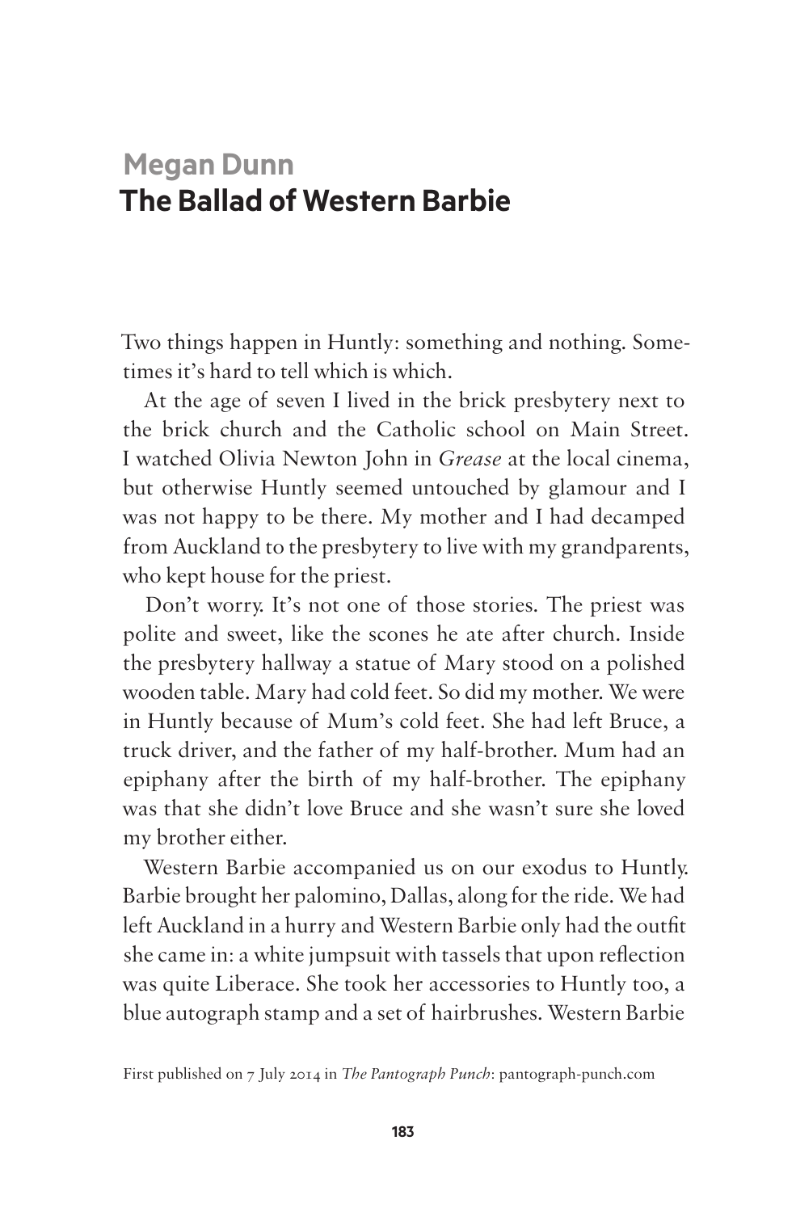## Megan Dunn

# The Ballad of Western Barbie

Two things happen in Huntly: something and nothing. Sometimes it's hard to tell which is which.

At the age of seven I lived in the brick presbytery next to the brick church and the Catholic school on Main Street. I watched Olivia Newton John in *Grease* at the local cinema, but otherwise Huntly seemed untouched by glamour and I was not happy to be there. My mother and I had decamped from Auckland to the presbytery to live with my grandparents, who kept house for the priest.

Don't worry. It's not one of those stories. The priest was polite and sweet, like the scones he ate after church. Inside the presbytery hallway a statue of Mary stood on a polished wooden table. Mary had cold feet. So did my mother. We were in Huntly because of Mum's cold feet. She had left Bruce, a truck driver, and the father of my half-brother. Mum had an epiphany after the birth of my half-brother. The epiphany was that she didn't love Bruce and she wasn't sure she loved my brother either.

Western Barbie accompanied us on our exodus to Huntly. Barbie brought her palomino, Dallas, along for the ride. We had left Auckland in a hurry and Western Barbie only had the outfit she came in: a white jumpsuit with tassels that upon reflection was quite Liberace. She took her accessories to Huntly too, a blue autograph stamp and a set of hairbrushes. Western Barbie

First published on 7 July 2014 in *The Pantograph Punch*: pantograph-punch.com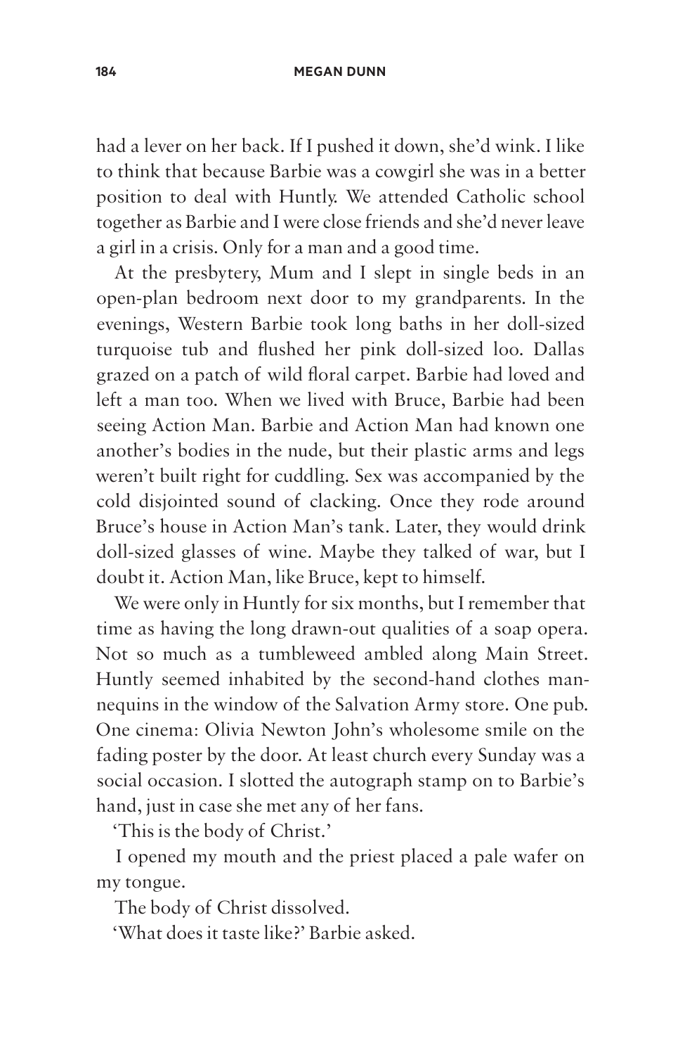had a lever on her back. If I pushed it down, she'd wink. I like to think that because Barbie was a cowgirl she was in a better position to deal with Huntly. We attended Catholic school together as Barbie and I were close friends and she'd never leave a girl in a crisis. Only for a man and a good time.

At the presbytery, Mum and I slept in single beds in an open-plan bedroom next door to my grandparents. In the evenings, Western Barbie took long baths in her doll-sized turquoise tub and flushed her pink doll-sized loo. Dallas grazed on a patch of wild floral carpet. Barbie had loved and left a man too. When we lived with Bruce, Barbie had been seeing Action Man. Barbie and Action Man had known one another's bodies in the nude, but their plastic arms and legs weren't built right for cuddling. Sex was accompanied by the cold disjointed sound of clacking. Once they rode around Bruce's house in Action Man's tank. Later, they would drink doll-sized glasses of wine. Maybe they talked of war, but I doubt it. Action Man, like Bruce, kept to himself.

We were only in Huntly for six months, but I remember that time as having the long drawn-out qualities of a soap opera. Not so much as a tumbleweed ambled along Main Street. Huntly seemed inhabited by the second-hand clothes mannequins in the window of the Salvation Army store. One pub. One cinema: Olivia Newton John's wholesome smile on the fading poster by the door. At least church every Sunday was a social occasion. I slotted the autograph stamp on to Barbie's hand, just in case she met any of her fans.

'This is the body of Christ.'

I opened my mouth and the priest placed a pale wafer on my tongue.

The body of Christ dissolved.

'What does it taste like?' Barbie asked.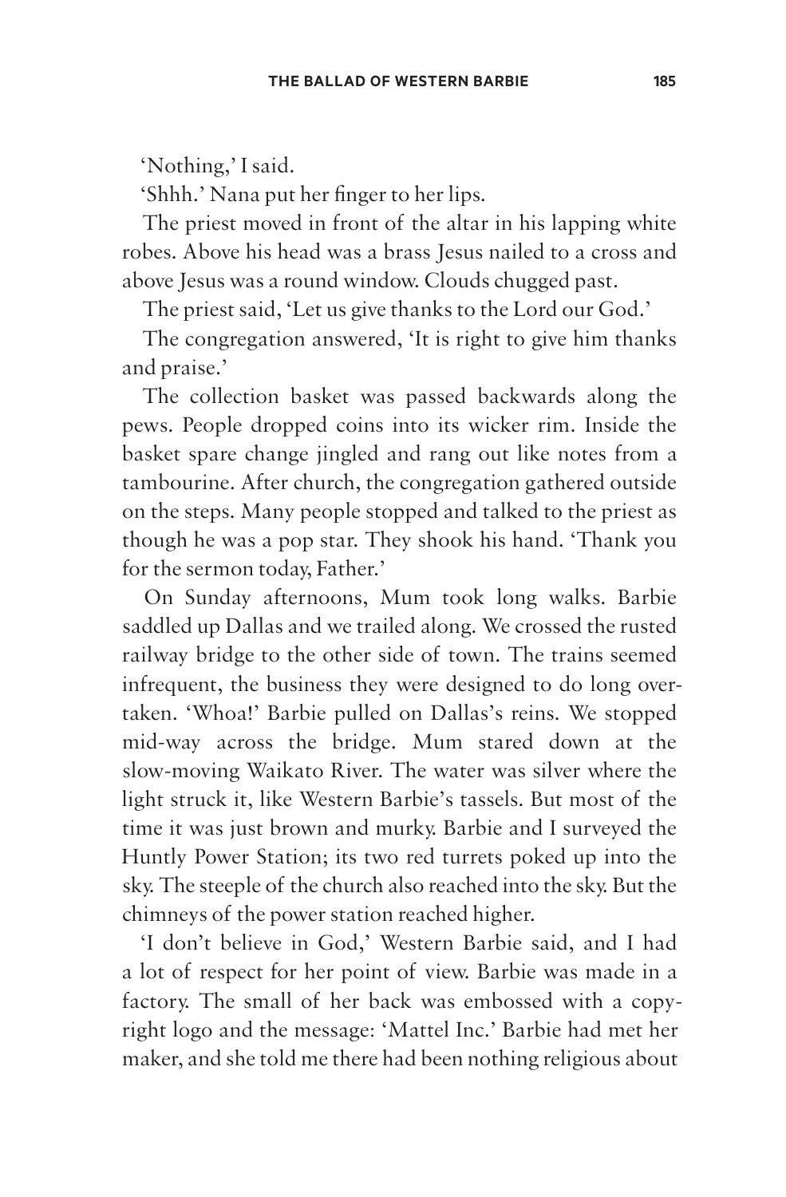'Nothing,' I said.

'Shhh.' Nana put her finger to her lips.

The priest moved in front of the altar in his lapping white robes. Above his head was a brass Jesus nailed to a cross and above Jesus was a round window. Clouds chugged past.

The priest said, 'Let us give thanks to the Lord our God.'

The congregation answered, 'It is right to give him thanks and praise.'

The collection basket was passed backwards along the pews. People dropped coins into its wicker rim. Inside the basket spare change jingled and rang out like notes from a tambourine. After church, the congregation gathered outside on the steps. Many people stopped and talked to the priest as though he was a pop star. They shook his hand. 'Thank you for the sermon today, Father.'

On Sunday afternoons, Mum took long walks. Barbie saddled up Dallas and we trailed along. We crossed the rusted railway bridge to the other side of town. The trains seemed infrequent, the business they were designed to do long overtaken. 'Whoa!' Barbie pulled on Dallas's reins. We stopped mid-way across the bridge. Mum stared down at the slow-moving Waikato River. The water was silver where the light struck it, like Western Barbie's tassels. But most of the time it was just brown and murky. Barbie and I surveyed the Huntly Power Station; its two red turrets poked up into the sky. The steeple of the church also reached into the sky. But the chimneys of the power station reached higher.

'I don't believe in God,' Western Barbie said, and I had a lot of respect for her point of view. Barbie was made in a factory. The small of her back was embossed with a copyright logo and the message: 'Mattel Inc.' Barbie had met her maker, and she told me there had been nothing religious about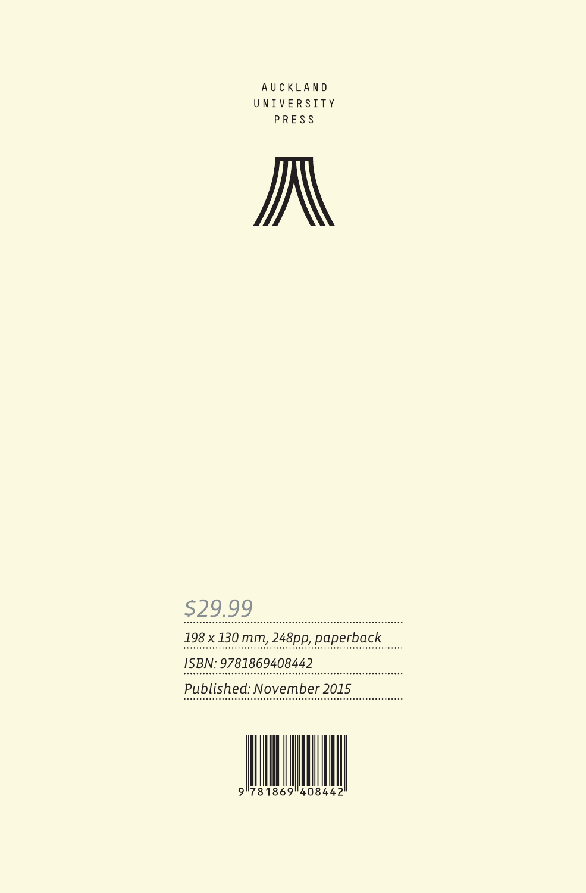AUCKLAND
UNIVERSITY
PRESS

*$29.99*

*198 x 130 mm, 248pp, paperback*

*ISBN: 9781869408442*

*Published: November 2015*

9 781869 408442